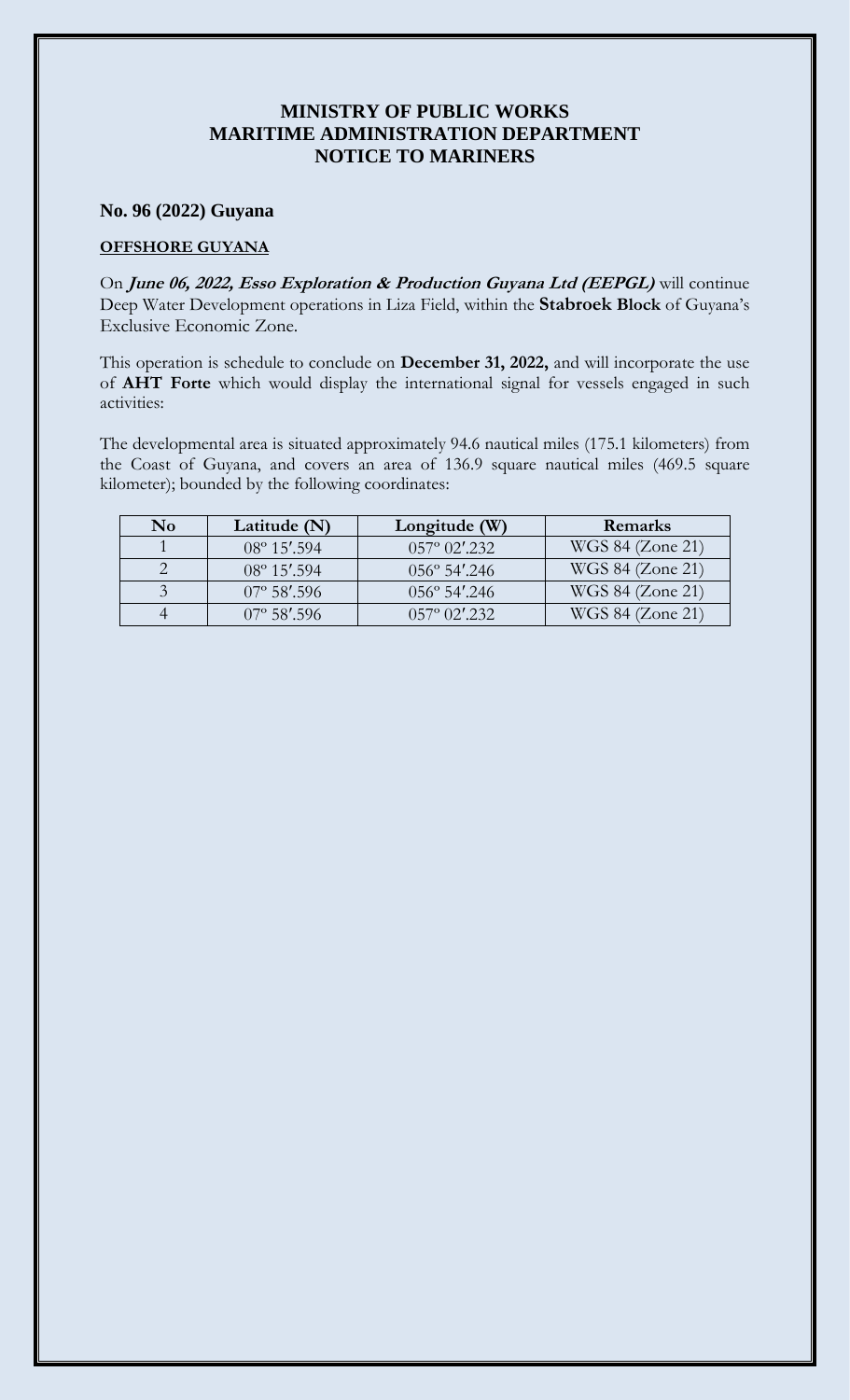# MINISTRY OF PUBLIC WORKS
# MARITIME ADMINISTRATION DEPARTMENT
# NOTICE TO MARINERS

## No. 96 (2022) Guyana

**OFFSHORE GUYANA**

On ***June 06, 2022, Esso Exploration & Production Guyana Ltd (EEPGL)*** will continue Deep Water Development operations in Liza Field, within the **Stabroek Block** of Guyana's Exclusive Economic Zone.

This operation is schedule to conclude on **December 31, 2022,** and will incorporate the use of **AHT Forte** which would display the international signal for vessels engaged in such activities:

The developmental area is situated approximately 94.6 nautical miles (175.1 kilometers) from the Coast of Guyana, and covers an area of 136.9 square nautical miles (469.5 square kilometer); bounded by the following coordinates:

| No | Latitude (N) | Longitude (W) | Remarks |
|---|---|---|---|
| 1 | 08º 15′.594 | 057º 02′.232 | WGS 84 (Zone 21) |
| 2 | 08º 15′.594 | 056º 54′.246 | WGS 84 (Zone 21) |
| 3 | 07º 58′.596 | 056º 54′.246 | WGS 84 (Zone 21) |
| 4 | 07º 58′.596 | 057º 02′.232 | WGS 84 (Zone 21) |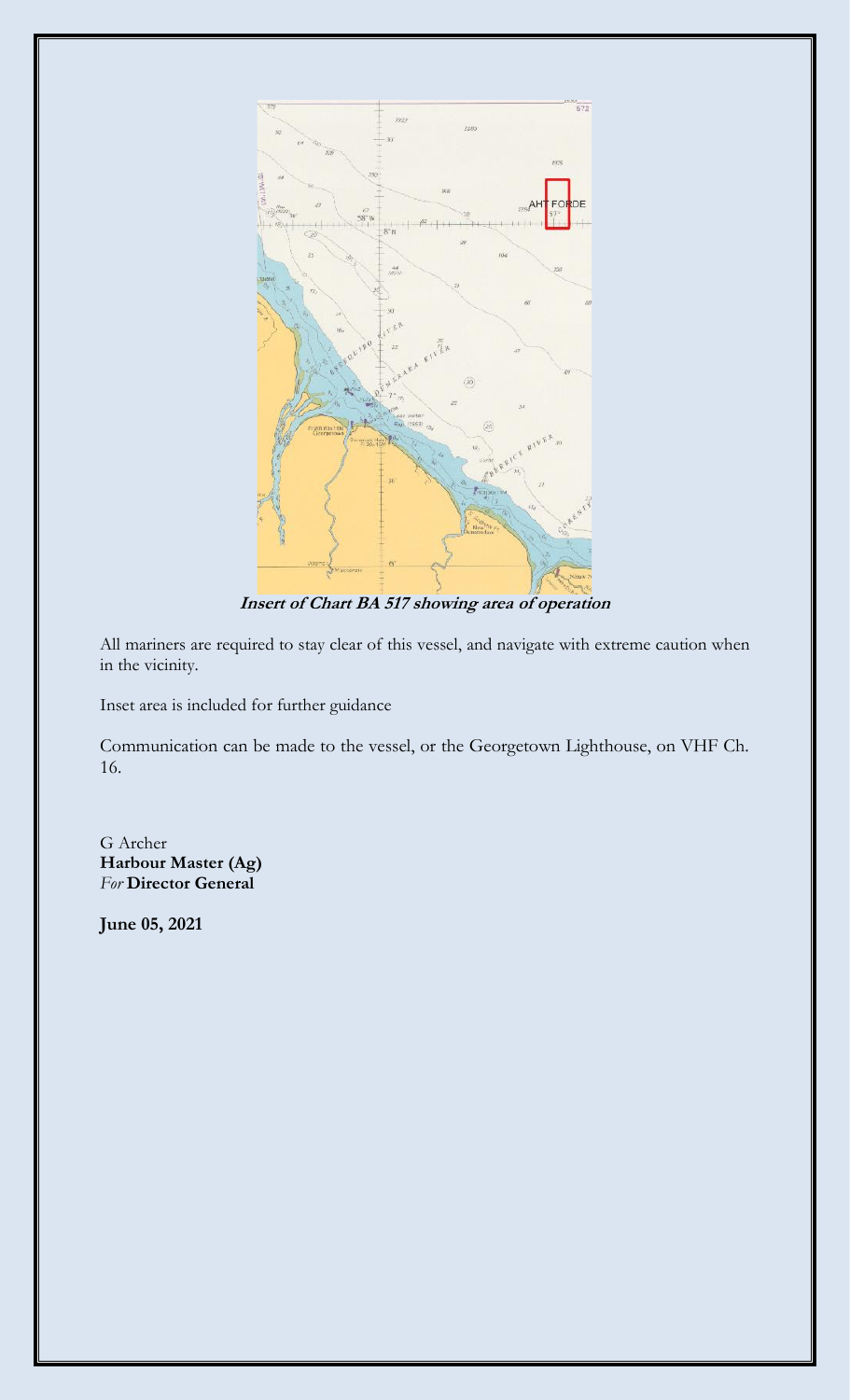**Insert of Chart BA 517 showing area of operation**

All mariners are required to stay clear of this vessel, and navigate with extreme caution when in the vicinity.

Inset area is included for further guidance

Communication can be made to the vessel, or the Georgetown Lighthouse, on VHF Ch. 16.

G Archer
**Harbour Master (Ag)**
*For* **Director General**

**June 05, 2021**